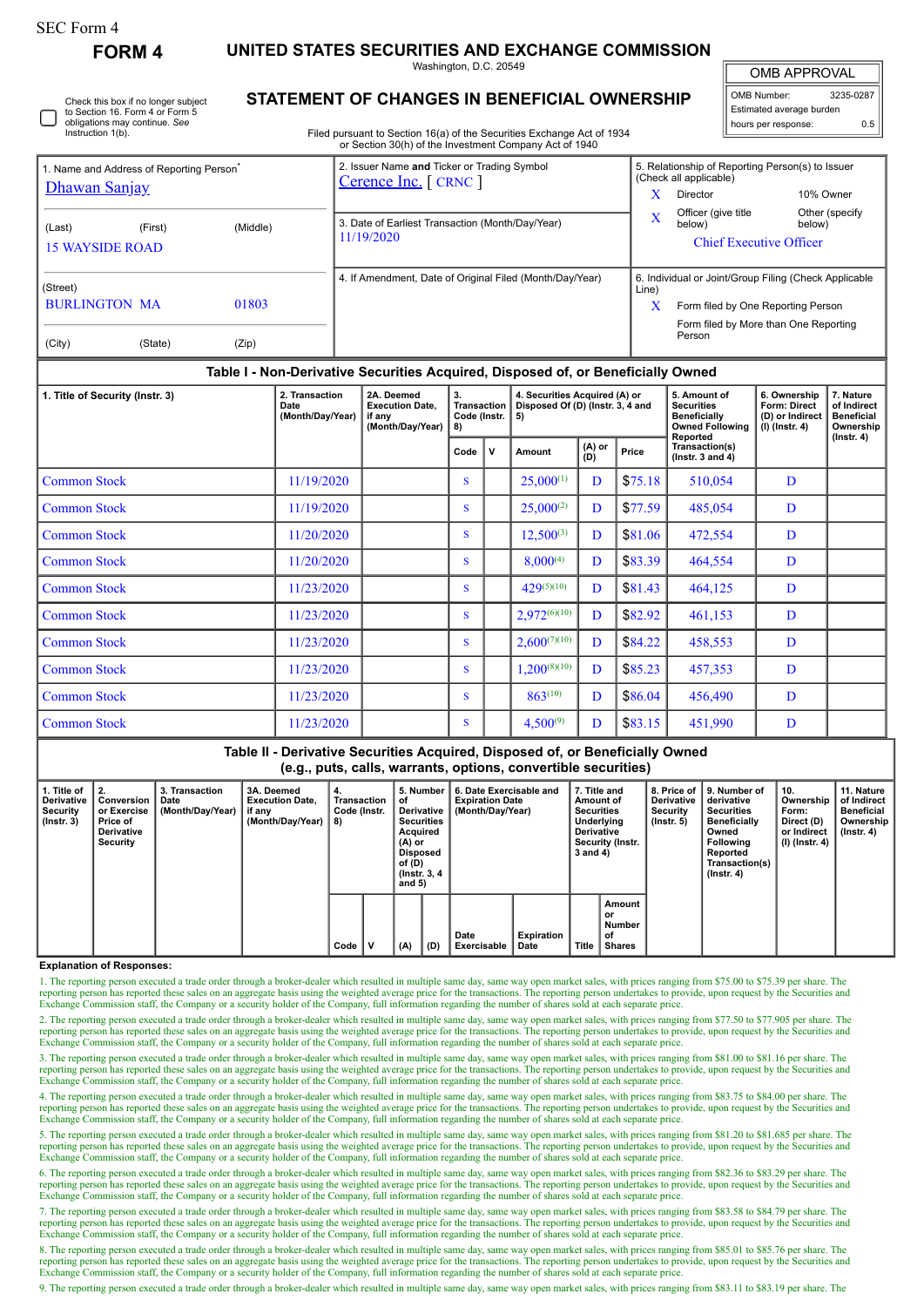SEC Form 4

# FORM 4

## UNITED STATES SECURITIES AND EXCHANGE COMMISSION

Washington, D.C. 20549

Check this box if no longer subject to Section 16. Form 4 or Form 5 obligations may continue. *See* Instruction 1(b).

## STATEMENT OF CHANGES IN BENEFICIAL OWNERSHIP

Filed pursuant to Section 16(a) of the Securities Exchange Act of 1934 or Section 30(h) of the Investment Company Act of 1940

| OMB APPROVAL | |
|---|---|
| OMB Number: | 3235-0287 |
| Estimated average burden | |
| hours per response: | 0.5 |

1. Name and Address of Reporting Person*
Dhawan Sanjay

(Last) (First) (Middle)
15 WAYSIDE ROAD

(Street)
BURLINGTON MA 01803

(City) (State) (Zip)

2. Issuer Name **and** Ticker or Trading Symbol
Cerence Inc. [ CRNC ]

3. Date of Earliest Transaction (Month/Day/Year)
11/19/2020

4. If Amendment, Date of Original Filed (Month/Day/Year)

5. Relationship of Reporting Person(s) to Issuer (Check all applicable)
X Director
10% Owner
X Officer (give title below)
Other (specify below)
Chief Executive Officer

6. Individual or Joint/Group Filing (Check Applicable Line)
X Form filed by One Reporting Person
Form filed by More than One Reporting Person

### Table I - Non-Derivative Securities Acquired, Disposed of, or Beneficially Owned

| 1. Title of Security (Instr. 3) | 2. Transaction Date (Month/Day/Year) | 2A. Deemed Execution Date, if any (Month/Day/Year) | 3. Transaction Code (Instr. 8) | | 4. Securities Acquired (A) or Disposed Of (D) (Instr. 3, 4 and 5) | | | 5. Amount of Securities Beneficially Owned Following Reported Transaction(s) (Instr. 3 and 4) | 6. Ownership Form: Direct (D) or Indirect (I) (Instr. 4) | 7. Nature of Indirect Beneficial Ownership (Instr. 4) |
|---|---|---|---|---|---|---|---|---|---|---|
| | | | Code | V | Amount | (A) or (D) | Price | | | |
| Common Stock | 11/19/2020 | | S | | 25,000(1) | D | $75.18 | 510,054 | D | |
| Common Stock | 11/19/2020 | | S | | 25,000(2) | D | $77.59 | 485,054 | D | |
| Common Stock | 11/20/2020 | | S | | 12,500(3) | D | $81.06 | 472,554 | D | |
| Common Stock | 11/20/2020 | | S | | 8,000(4) | D | $83.39 | 464,554 | D | |
| Common Stock | 11/23/2020 | | S | | 429(5)(10) | D | $81.43 | 464,125 | D | |
| Common Stock | 11/23/2020 | | S | | 2,972(6)(10) | D | $82.92 | 461,153 | D | |
| Common Stock | 11/23/2020 | | S | | 2,600(7)(10) | D | $84.22 | 458,553 | D | |
| Common Stock | 11/23/2020 | | S | | 1,200(8)(10) | D | $85.23 | 457,353 | D | |
| Common Stock | 11/23/2020 | | S | | 863(10) | D | $86.04 | 456,490 | D | |
| Common Stock | 11/23/2020 | | S | | 4,500(9) | D | $83.15 | 451,990 | D | |

### Table II - Derivative Securities Acquired, Disposed of, or Beneficially Owned (e.g., puts, calls, warrants, options, convertible securities)

| 1. Title of Derivative Security (Instr. 3) | 2. Conversion or Exercise Price of Derivative Security | 3. Transaction Date (Month/Day/Year) | 3A. Deemed Execution Date, if any (Month/Day/Year) | 4. Transaction Code (Instr. 8) | | 5. Number of Derivative Securities Acquired (A) or Disposed of (D) (Instr. 3, 4 and 5) | | 6. Date Exercisable and Expiration Date (Month/Day/Year) | | 7. Title and Amount of Securities Underlying Derivative Security (Instr. 3 and 4) | | 8. Price of Derivative Security (Instr. 5) | 9. Number of derivative Securities Beneficially Owned Following Reported Transaction(s) (Instr. 4) | 10. Ownership Form: Direct (D) or Indirect (I) (Instr. 4) | 11. Nature of Indirect Beneficial Ownership (Instr. 4) |
|---|---|---|---|---|---|---|---|---|---|---|---|---|---|---|---|
| | | | | Code | V | (A) | (D) | Date Exercisable | Expiration Date | Title | Amount or Number of Shares | | | | |

**Explanation of Responses:**

1. The reporting person executed a trade order through a broker-dealer which resulted in multiple same day, same way open market sales, with prices ranging from $75.00 to $75.39 per share. The reporting person has reported these sales on an aggregate basis using the weighted average price for the transactions. The reporting person undertakes to provide, upon request by the Securities and Exchange Commission staff, the Company or a security holder of the Company, full information regarding the number of shares sold at each separate price.

2. The reporting person executed a trade order through a broker-dealer which resulted in multiple same day, same way open market sales, with prices ranging from $77.50 to $77.905 per share. The reporting person has reported these sales on an aggregate basis using the weighted average price for the transactions. The reporting person undertakes to provide, upon request by the Securities and Exchange Commission staff, the Company or a security holder of the Company, full information regarding the number of shares sold at each separate price.

3. The reporting person executed a trade order through a broker-dealer which resulted in multiple same day, same way open market sales, with prices ranging from $81.00 to $81.16 per share. The reporting person has reported these sales on an aggregate basis using the weighted average price for the transactions. The reporting person undertakes to provide, upon request by the Securities and Exchange Commission staff, the Company or a security holder of the Company, full information regarding the number of shares sold at each separate price.

4. The reporting person executed a trade order through a broker-dealer which resulted in multiple same day, same way open market sales, with prices ranging from $83.75 to $84.00 per share. The reporting person has reported these sales on an aggregate basis using the weighted average price for the transactions. The reporting person undertakes to provide, upon request by the Securities and Exchange Commission staff, the Company or a security holder of the Company, full information regarding the number of shares sold at each separate price.

5. The reporting person executed a trade order through a broker-dealer which resulted in multiple same day, same way open market sales, with prices ranging from $81.20 to $81.685 per share. The reporting person has reported these sales on an aggregate basis using the weighted average price for the transactions. The reporting person undertakes to provide, upon request by the Securities and Exchange Commission staff, the Company or a security holder of the Company, full information regarding the number of shares sold at each separate price.

6. The reporting person executed a trade order through a broker-dealer which resulted in multiple same day, same way open market sales, with prices ranging from $82.36 to $83.29 per share. The reporting person has reported these sales on an aggregate basis using the weighted average price for the transactions. The reporting person undertakes to provide, upon request by the Securities and Exchange Commission staff, the Company or a security holder of the Company, full information regarding the number of shares sold at each separate price.

7. The reporting person executed a trade order through a broker-dealer which resulted in multiple same day, same way open market sales, with prices ranging from $83.58 to $84.79 per share. The reporting person has reported these sales on an aggregate basis using the weighted average price for the transactions. The reporting person undertakes to provide, upon request by the Securities and Exchange Commission staff, the Company or a security holder of the Company, full information regarding the number of shares sold at each separate price.

8. The reporting person executed a trade order through a broker-dealer which resulted in multiple same day, same way open market sales, with prices ranging from $85.01 to $85.76 per share. The reporting person has reported these sales on an aggregate basis using the weighted average price for the transactions. The reporting person undertakes to provide, upon request by the Securities and Exchange Commission staff, the Company or a security holder of the Company, full information regarding the number of shares sold at each separate price.

9. The reporting person executed a trade order through a broker-dealer which resulted in multiple same day, same way open market sales, with prices ranging from $83.11 to $83.19 per share. The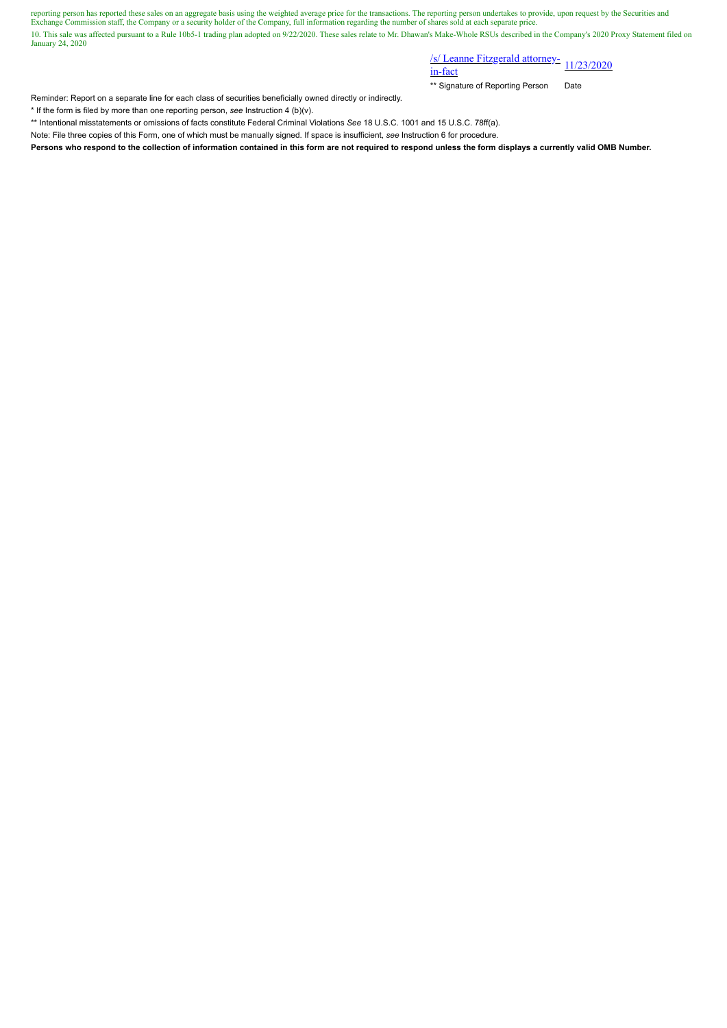reporting person has reported these sales on an aggregate basis using the weighted average price for the transactions. The reporting person undertakes to provide, upon request by the Securities and Exchange Commission staff, the Company or a security holder of the Company, full information regarding the number of shares sold at each separate price.

10. This sale was affected pursuant to a Rule 10b5-1 trading plan adopted on 9/22/2020. These sales relate to Mr. Dhawan's Make-Whole RSUs described in the Company's 2020 Proxy Statement filed on January 24, 2020

| | |
|---|---|
| /s/ Leanne Fitzgerald attorney-in-fact | 11/23/2020 |
| ** Signature of Reporting Person | Date |

Reminder: Report on a separate line for each class of securities beneficially owned directly or indirectly.

* If the form is filed by more than one reporting person, *see* Instruction 4 (b)(v).

** Intentional misstatements or omissions of facts constitute Federal Criminal Violations *See* 18 U.S.C. 1001 and 15 U.S.C. 78ff(a).

Note: File three copies of this Form, one of which must be manually signed. If space is insufficient, *see* Instruction 6 for procedure.

**Persons who respond to the collection of information contained in this form are not required to respond unless the form displays a currently valid OMB Number.**